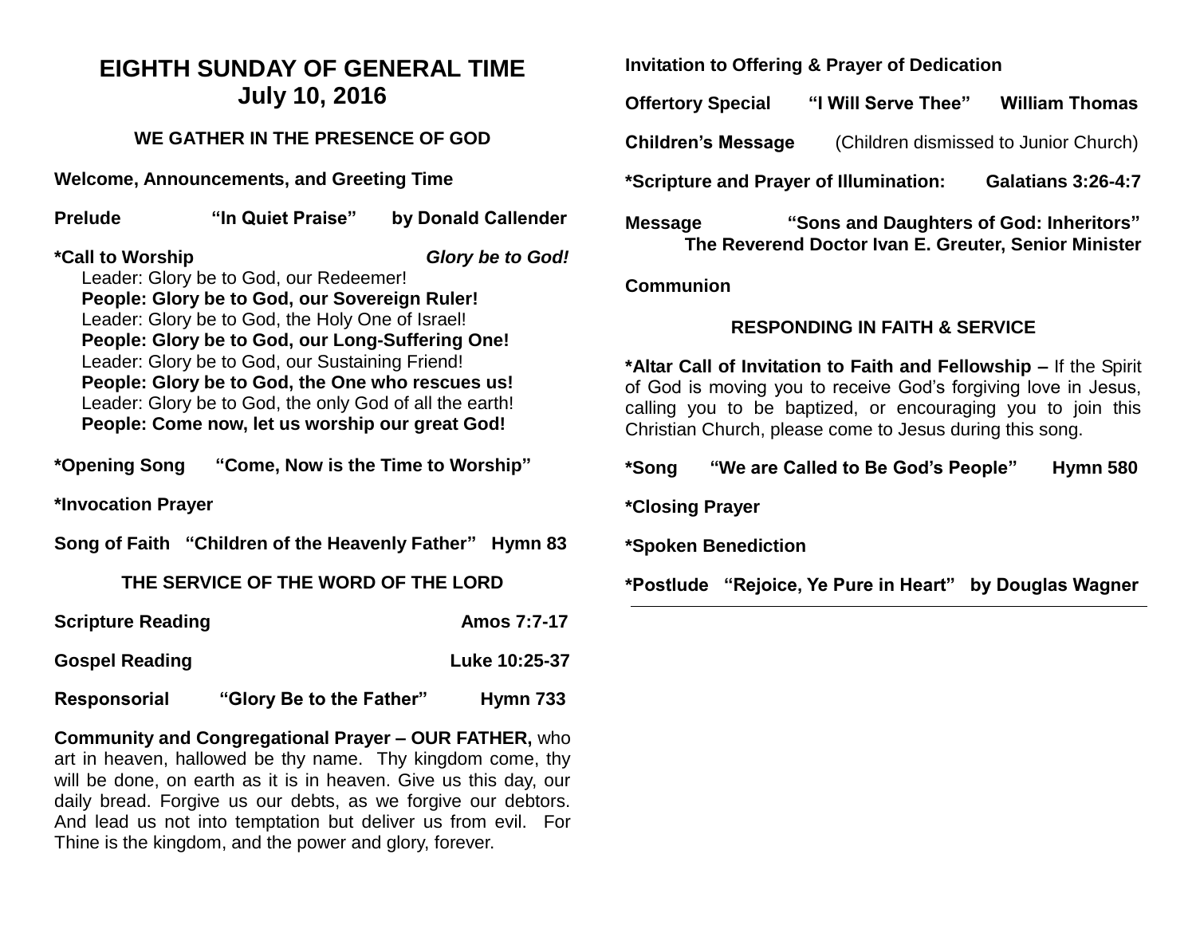# EIGHTH SUNDAY OF GENERAL TIME
## July 10, 2016

### WE GATHER IN THE PRESENCE OF GOD

**Welcome, Announcements, and Greeting Time**

**Prelude** **"In Quiet Praise"** **by Donald Callender**

**\*Call to Worship** ***Glory be to God!***

Leader: Glory be to God, our Redeemer!
**People: Glory be to God, our Sovereign Ruler!**
Leader: Glory be to God, the Holy One of Israel!
**People: Glory be to God, our Long-Suffering One!**
Leader: Glory be to God, our Sustaining Friend!
**People: Glory be to God, the One who rescues us!**
Leader: Glory be to God, the only God of all the earth!
**People: Come now, let us worship our great God!**

**\*Opening Song** **"Come, Now is the Time to Worship"**

**\*Invocation Prayer**

**Song of Faith** **"Children of the Heavenly Father"** **Hymn 83**

### THE SERVICE OF THE WORD OF THE LORD

**Scripture Reading** **Amos 7:7-17**

**Gospel Reading** **Luke 10:25-37**

**Responsorial** **"Glory Be to the Father"** **Hymn 733**

**Community and Congregational Prayer – OUR FATHER,** who art in heaven, hallowed be thy name. Thy kingdom come, thy will be done, on earth as it is in heaven. Give us this day, our daily bread. Forgive us our debts, as we forgive our debtors. And lead us not into temptation but deliver us from evil. For Thine is the kingdom, and the power and glory, forever.

**Invitation to Offering & Prayer of Dedication**

**Offertory Special** **"I Will Serve Thee"** **William Thomas**

**Children's Message** (Children dismissed to Junior Church)

**\*Scripture and Prayer of Illumination:** **Galatians 3:26-4:7**

**Message** **"Sons and Daughters of God: Inheritors"**
**The Reverend Doctor Ivan E. Greuter, Senior Minister**

**Communion**

### RESPONDING IN FAITH & SERVICE

**\*Altar Call of Invitation to Faith and Fellowship –** If the Spirit of God is moving you to receive God's forgiving love in Jesus, calling you to be baptized, or encouraging you to join this Christian Church, please come to Jesus during this song.

**\*Song** **"We are Called to Be God's People"** **Hymn 580**

**\*Closing Prayer**

**\*Spoken Benediction**

**\*Postlude** **"Rejoice, Ye Pure in Heart"** **by Douglas Wagner**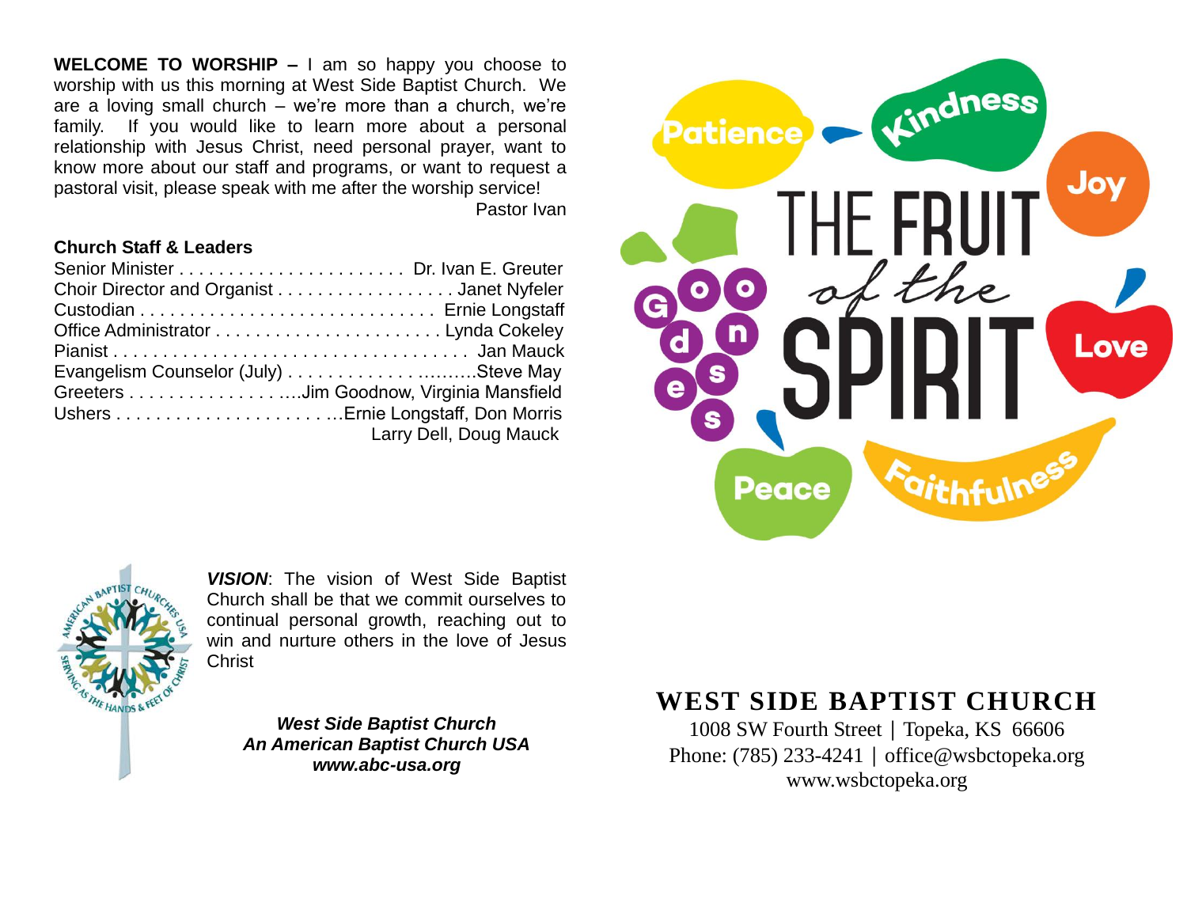**WELCOME TO WORSHIP –** I am so happy you choose to worship with us this morning at West Side Baptist Church. We are a loving small church – we're more than a church, we're family. If you would like to learn more about a personal relationship with Jesus Christ, need personal prayer, want to know more about our staff and programs, or want to request a pastoral visit, please speak with me after the worship service!

Pastor Ivan

**Church Staff & Leaders**

Senior Minister . . . . . . . . . . . . . . . . . . . . . . . Dr. Ivan E. Greuter
Choir Director and Organist . . . . . . . . . . . . . . . . . . Janet Nyfeler
Custodian . . . . . . . . . . . . . . . . . . . . . . . . . . . . . . Ernie Longstaff
Office Administrator . . . . . . . . . . . . . . . . . . . . . . . Lynda Cokeley
Pianist . . . . . . . . . . . . . . . . . . . . . . . . . . . . . . . . . . . Jan Mauck
Evangelism Counselor (July) . . . . . . . . . . . . . ..........Steve May
Greeters . . . . . . . . . . . . . . . . ....Jim Goodnow, Virginia Mansfield
Ushers . . . . . . . . . . . . . . . . . . . . . . ...Ernie Longstaff, Don Morris
Larry Dell, Doug Mauck

THE FRUIT of the SPIRIT

Patience, Kindness, Joy, Goodness, Love, Peace, Faithfulness

***VISION***: The vision of West Side Baptist Church shall be that we commit ourselves to continual personal growth, reaching out to win and nurture others in the love of Jesus Christ

***West Side Baptist Church***
***An American Baptist Church USA***
***www.abc-usa.org***

## WEST SIDE BAPTIST CHURCH

1008 SW Fourth Street | Topeka, KS 66606
Phone: (785) 233-4241 | office@wsbctopeka.org
www.wsbctopeka.org